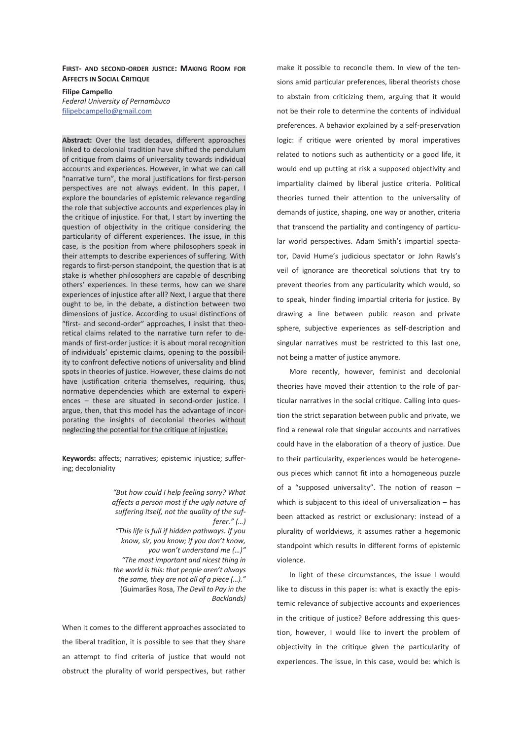# FIRST- AND SECOND-ORDER JUSTICE: MAKING ROOM FOR AFFECTS IN SOCIAL CRITIQUE

**Filipe Campello**
*Federal University of Pernambuco*
filipebcampello@gmail.com

**Abstract:** Over the last decades, different approaches linked to decolonial tradition have shifted the pendulum of critique from claims of universality towards individual accounts and experiences. However, in what we can call "narrative turn", the moral justifications for first-person perspectives are not always evident. In this paper, I explore the boundaries of epistemic relevance regarding the role that subjective accounts and experiences play in the critique of injustice. For that, I start by inverting the question of objectivity in the critique considering the particularity of different experiences. The issue, in this case, is the position from where philosophers speak in their attempts to describe experiences of suffering. With regards to first-person standpoint, the question that is at stake is whether philosophers are capable of describing others' experiences. In these terms, how can we share experiences of injustice after all? Next, I argue that there ought to be, in the debate, a distinction between two dimensions of justice. According to usual distinctions of "first- and second-order" approaches, I insist that theoretical claims related to the narrative turn refer to demands of first-order justice: it is about moral recognition of individuals' epistemic claims, opening to the possibility to confront defective notions of universality and blind spots in theories of justice. However, these claims do not have justification criteria themselves, requiring, thus, normative dependencies which are external to experiences – these are situated in second-order justice. I argue, then, that this model has the advantage of incorporating the insights of decolonial theories without neglecting the potential for the critique of injustice.

**Keywords:** affects; narratives; epistemic injustice; suffering; decoloniality

> *"But how could I help feeling sorry? What affects a person most if the ugly nature of suffering itself, not the quality of the sufferer." (…)*
> *"This life is full if hidden pathways. If you know, sir, you know; if you don't know, you won't understand me (…)"*
> *"The most important and nicest thing in the world is this: that people aren't always the same, they are not all of a piece (…)."*
> (Guimarães Rosa, *The Devil to Pay in the Backlands*)

When it comes to the different approaches associated to the liberal tradition, it is possible to see that they share an attempt to find criteria of justice that would not obstruct the plurality of world perspectives, but rather make it possible to reconcile them. In view of the tensions amid particular preferences, liberal theorists chose to abstain from criticizing them, arguing that it would not be their role to determine the contents of individual preferences. A behavior explained by a self-preservation logic: if critique were oriented by moral imperatives related to notions such as authenticity or a good life, it would end up putting at risk a supposed objectivity and impartiality claimed by liberal justice criteria. Political theories turned their attention to the universality of demands of justice, shaping, one way or another, criteria that transcend the partiality and contingency of particular world perspectives. Adam Smith's impartial spectator, David Hume's judicious spectator or John Rawls's veil of ignorance are theoretical solutions that try to prevent theories from any particularity which would, so to speak, hinder finding impartial criteria for justice. By drawing a line between public reason and private sphere, subjective experiences as self-description and singular narratives must be restricted to this last one, not being a matter of justice anymore.

More recently, however, feminist and decolonial theories have moved their attention to the role of particular narratives in the social critique. Calling into question the strict separation between public and private, we find a renewal role that singular accounts and narratives could have in the elaboration of a theory of justice. Due to their particularity, experiences would be heterogeneous pieces which cannot fit into a homogeneous puzzle of a "supposed universality". The notion of reason – which is subjacent to this ideal of universalization – has been attacked as restrict or exclusionary: instead of a plurality of worldviews, it assumes rather a hegemonic standpoint which results in different forms of epistemic violence.

In light of these circumstances, the issue I would like to discuss in this paper is: what is exactly the epistemic relevance of subjective accounts and experiences in the critique of justice? Before addressing this question, however, I would like to invert the problem of objectivity in the critique given the particularity of experiences. The issue, in this case, would be: which is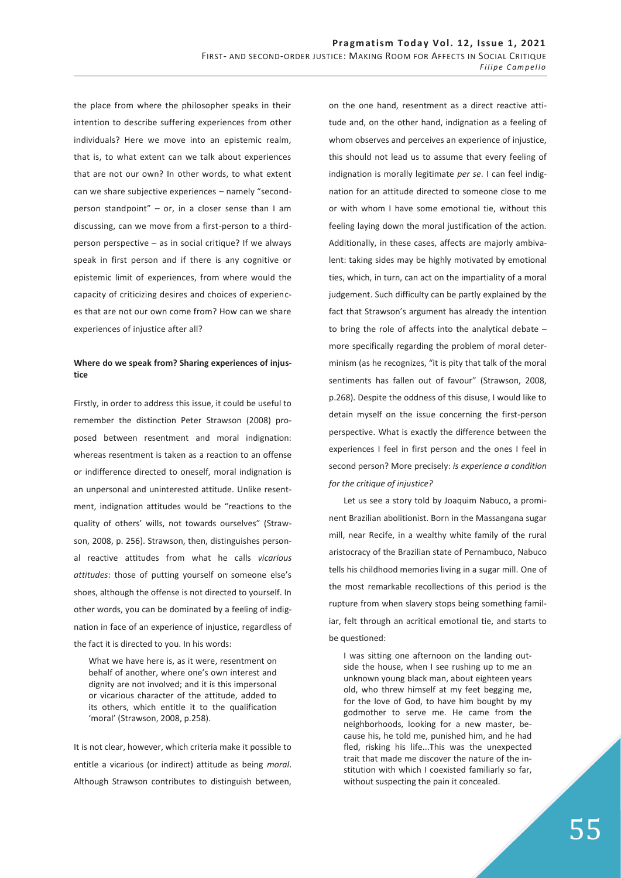the place from where the philosopher speaks in their intention to describe suffering experiences from other individuals? Here we move into an epistemic realm, that is, to what extent can we talk about experiences that are not our own? In other words, to what extent can we share subjective experiences – namely "second-person standpoint" – or, in a closer sense than I am discussing, can we move from a first-person to a third-person perspective – as in social critique? If we always speak in first person and if there is any cognitive or epistemic limit of experiences, from where would the capacity of criticizing desires and choices of experiences that are not our own come from? How can we share experiences of injustice after all?

### Where do we speak from? Sharing experiences of injustice

Firstly, in order to address this issue, it could be useful to remember the distinction Peter Strawson (2008) proposed between resentment and moral indignation: whereas resentment is taken as a reaction to an offense or indifference directed to oneself, moral indignation is an unpersonal and uninterested attitude. Unlike resentment, indignation attitudes would be "reactions to the quality of others' wills, not towards ourselves" (Strawson, 2008, p. 256). Strawson, then, distinguishes personal reactive attitudes from what he calls *vicarious attitudes*: those of putting yourself on someone else's shoes, although the offense is not directed to yourself. In other words, you can be dominated by a feeling of indignation in face of an experience of injustice, regardless of the fact it is directed to you. In his words:

> What we have here is, as it were, resentment on behalf of another, where one's own interest and dignity are not involved; and it is this impersonal or vicarious character of the attitude, added to its others, which entitle it to the qualification 'moral' (Strawson, 2008, p.258).

It is not clear, however, which criteria make it possible to entitle a vicarious (or indirect) attitude as being *moral*. Although Strawson contributes to distinguish between, on the one hand, resentment as a direct reactive attitude and, on the other hand, indignation as a feeling of whom observes and perceives an experience of injustice, this should not lead us to assume that every feeling of indignation is morally legitimate *per se*. I can feel indignation for an attitude directed to someone close to me or with whom I have some emotional tie, without this feeling laying down the moral justification of the action. Additionally, in these cases, affects are majorly ambivalent: taking sides may be highly motivated by emotional ties, which, in turn, can act on the impartiality of a moral judgement. Such difficulty can be partly explained by the fact that Strawson's argument has already the intention to bring the role of affects into the analytical debate – more specifically regarding the problem of moral determinism (as he recognizes, "it is pity that talk of the moral sentiments has fallen out of favour" (Strawson, 2008, p.268). Despite the oddness of this disuse, I would like to detain myself on the issue concerning the first-person perspective. What is exactly the difference between the experiences I feel in first person and the ones I feel in second person? More precisely: *is experience a condition for the critique of injustice?*

Let us see a story told by Joaquim Nabuco, a prominent Brazilian abolitionist. Born in the Massangana sugar mill, near Recife, in a wealthy white family of the rural aristocracy of the Brazilian state of Pernambuco, Nabuco tells his childhood memories living in a sugar mill. One of the most remarkable recollections of this period is the rupture from when slavery stops being something familiar, felt through an acritical emotional tie, and starts to be questioned:

> I was sitting one afternoon on the landing outside the house, when I see rushing up to me an unknown young black man, about eighteen years old, who threw himself at my feet begging me, for the love of God, to have him bought by my godmother to serve me. He came from the neighborhoods, looking for a new master, because his, he told me, punished him, and he had fled, risking his life...This was the unexpected trait that made me discover the nature of the institution with which I coexisted familiarly so far, without suspecting the pain it concealed.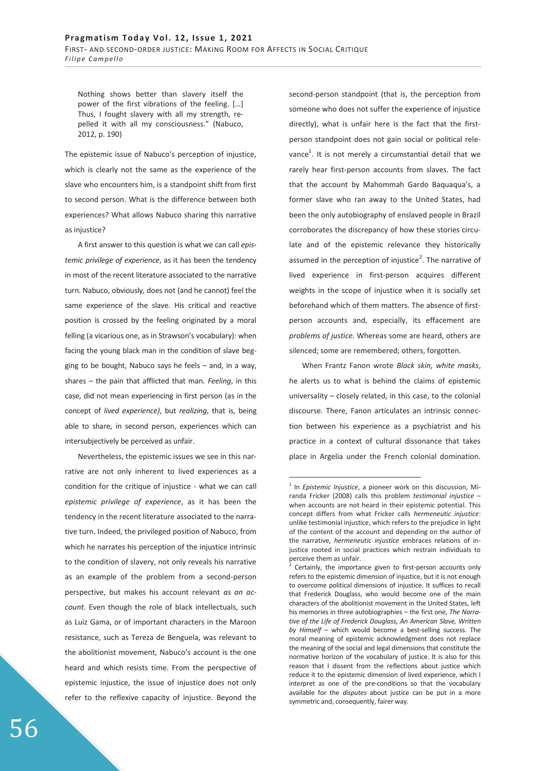> Nothing shows better than slavery itself the power of the first vibrations of the feeling. […] Thus, I fought slavery with all my strength, repelled it with all my consciousness." (Nabuco, 2012, p. 190)

The epistemic issue of Nabuco's perception of injustice, which is clearly not the same as the experience of the slave who encounters him, is a standpoint shift from first to second person. What is the difference between both experiences? What allows Nabuco sharing this narrative as injustice?

A first answer to this question is what we can call *epistemic privilege of experience*, as it has been the tendency in most of the recent literature associated to the narrative turn. Nabuco, obviously, does not (and he cannot) feel the same experience of the slave. His critical and reactive position is crossed by the feeling originated by a moral felling (a vicarious one, as in Strawson's vocabulary): when facing the young black man in the condition of slave begging to be bought, Nabuco says he feels – and, in a way, shares – the pain that afflicted that man. *Feeling*, in this case, did not mean experiencing in first person (as in the concept of *lived experience)*, but *realizing*, that is, being able to share, in second person, experiences which can intersubjectively be perceived as unfair.

Nevertheless, the epistemic issues we see in this narrative are not only inherent to lived experiences as a condition for the critique of injustice - what we can call *epistemic privilege of experience*, as it has been the tendency in the recent literature associated to the narrative turn. Indeed, the privileged position of Nabuco, from which he narrates his perception of the injustice intrinsic to the condition of slavery, not only reveals his narrative as an example of the problem from a second-person perspective, but makes his account relevant *as an account*. Even though the role of black intellectuals, such as Luiz Gama, or of important characters in the Maroon resistance, such as Tereza de Benguela, was relevant to the abolitionist movement, Nabuco's account is the one heard and which resists time. From the perspective of epistemic injustice, the issue of injustice does not only refer to the reflexive capacity of injustice. Beyond the second-person standpoint (that is, the perception from someone who does not suffer the experience of injustice directly), what is unfair here is the fact that the first-person standpoint does not gain social or political relevance[1]. It is not merely a circumstantial detail that we rarely hear first-person accounts from slaves. The fact that the account by Mahommah Gardo Baquaqua's, a former slave who ran away to the United States, had been the only autobiography of enslaved people in Brazil corroborates the discrepancy of how these stories circulate and of the epistemic relevance they historically assumed in the perception of injustice[2]. The narrative of lived experience in first-person acquires different weights in the scope of injustice when it is socially set beforehand which of them matters. The absence of first-person accounts and, especially, its effacement are *problems of justice*. Whereas some are heard, others are silenced; some are remembered; others, forgotten.

When Frantz Fanon wrote *Black skin, white masks*, he alerts us to what is behind the claims of epistemic universality – closely related, in this case, to the colonial discourse. There, Fanon articulates an intrinsic connection between his experience as a psychiatrist and his practice in a context of cultural dissonance that takes place in Argelia under the French colonial domination.

---

[1] In *Epistemic Injustice*, a pioneer work on this discussion, Miranda Fricker (2008) calls this problem *testimonial injustice* – when accounts are not heard in their epistemic potential. This concept differs from what Fricker calls *hermeneutic injustice*: unlike testimonial injustice, which refers to the prejudice in light of the content of the account and depending on the author of the narrative, *hermeneutic injustice* embraces relations of injustice rooted in social practices which restrain individuals to perceive them as unfair.

[2] Certainly, the importance given to first-person accounts only refers to the epistemic dimension of injustice, but it is not enough to overcome political dimensions of injustice. It suffices to recall that Frederick Douglass, who would become one of the main characters of the abolitionist movement in the United States, left his memories in three autobiographies – the first one, *The Narrative of the Life of Frederick Douglass, An American Slave, Written by Himself* – which would become a best-selling success. The moral meaning of epistemic acknowledgment does not replace the meaning of the social and legal dimensions that constitute the normative horizon of the vocabulary of justice. It is also for this reason that I dissent from the reflections about justice which reduce it to the epistemic dimension of lived experience, which I interpret as one of the pre-conditions so that the vocabulary available for the *disputes* about justice can be put in a more symmetric and, consequently, fairer way.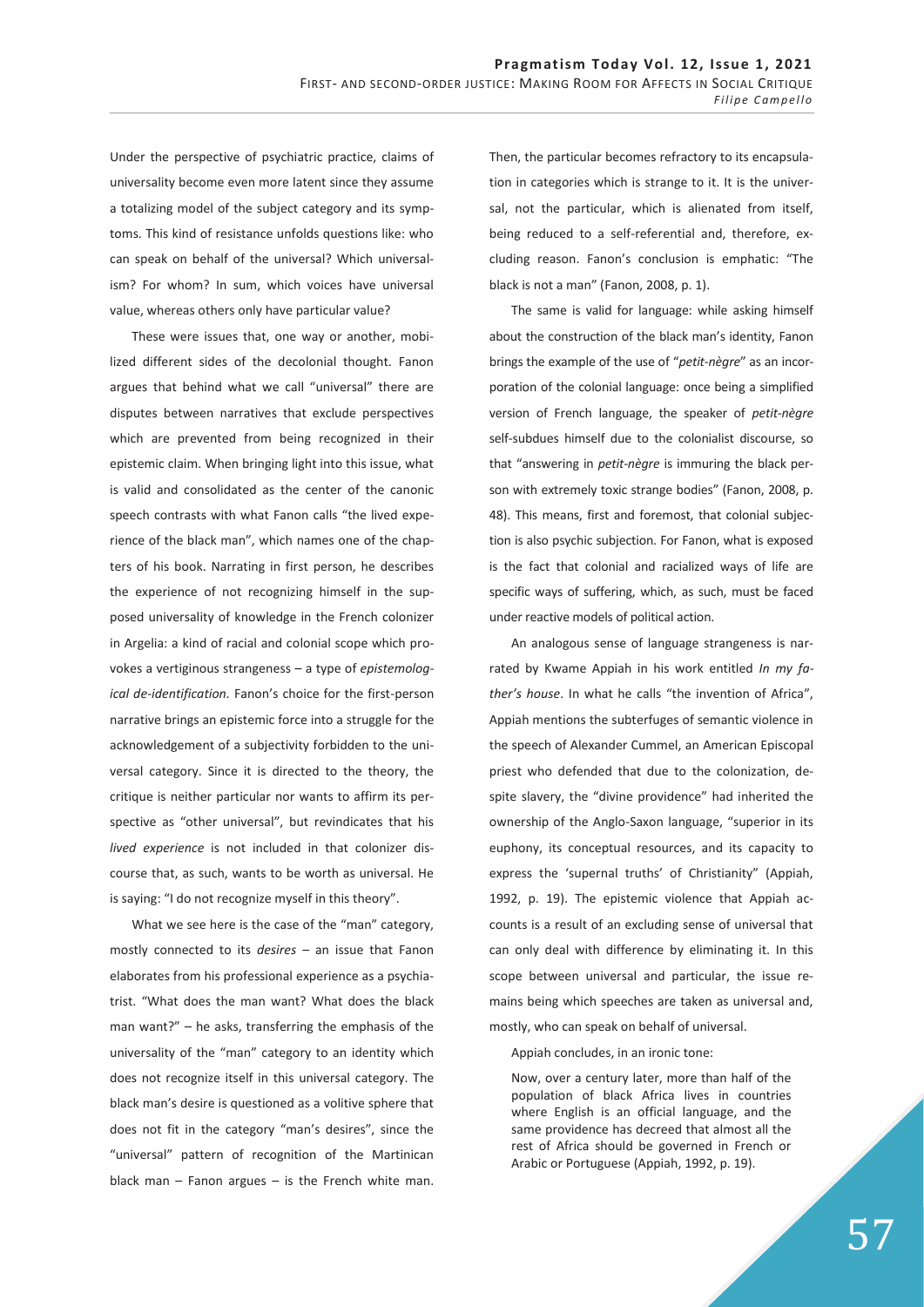Under the perspective of psychiatric practice, claims of universality become even more latent since they assume a totalizing model of the subject category and its symptoms. This kind of resistance unfolds questions like: who can speak on behalf of the universal? Which universalism? For whom? In sum, which voices have universal value, whereas others only have particular value?

These were issues that, one way or another, mobilized different sides of the decolonial thought. Fanon argues that behind what we call "universal" there are disputes between narratives that exclude perspectives which are prevented from being recognized in their epistemic claim. When bringing light into this issue, what is valid and consolidated as the center of the canonic speech contrasts with what Fanon calls "the lived experience of the black man", which names one of the chapters of his book. Narrating in first person, he describes the experience of not recognizing himself in the supposed universality of knowledge in the French colonizer in Argelia: a kind of racial and colonial scope which provokes a vertiginous strangeness – a type of *epistemological de-identification.* Fanon's choice for the first-person narrative brings an epistemic force into a struggle for the acknowledgement of a subjectivity forbidden to the universal category. Since it is directed to the theory, the critique is neither particular nor wants to affirm its perspective as "other universal", but revindicates that his *lived experience* is not included in that colonizer discourse that, as such, wants to be worth as universal. He is saying: "I do not recognize myself in this theory".

What we see here is the case of the "man" category, mostly connected to its *desires* – an issue that Fanon elaborates from his professional experience as a psychiatrist. "What does the man want? What does the black man want?" – he asks, transferring the emphasis of the universality of the "man" category to an identity which does not recognize itself in this universal category. The black man's desire is questioned as a volitive sphere that does not fit in the category "man's desires", since the "universal" pattern of recognition of the Martinican black man – Fanon argues – is the French white man. Then, the particular becomes refractory to its encapsulation in categories which is strange to it. It is the universal, not the particular, which is alienated from itself, being reduced to a self-referential and, therefore, excluding reason. Fanon's conclusion is emphatic: "The black is not a man" (Fanon, 2008, p. 1).

The same is valid for language: while asking himself about the construction of the black man's identity, Fanon brings the example of the use of "*petit-nègre*" as an incorporation of the colonial language: once being a simplified version of French language, the speaker of *petit-nègre* self-subdues himself due to the colonialist discourse, so that "answering in *petit-nègre* is immuring the black person with extremely toxic strange bodies" (Fanon, 2008, p. 48). This means, first and foremost, that colonial subjection is also psychic subjection. For Fanon, what is exposed is the fact that colonial and racialized ways of life are specific ways of suffering, which, as such, must be faced under reactive models of political action.

An analogous sense of language strangeness is narrated by Kwame Appiah in his work entitled *In my father's house*. In what he calls "the invention of Africa", Appiah mentions the subterfuges of semantic violence in the speech of Alexander Cummel, an American Episcopal priest who defended that due to the colonization, despite slavery, the "divine providence" had inherited the ownership of the Anglo-Saxon language, "superior in its euphony, its conceptual resources, and its capacity to express the 'supernal truths' of Christianity" (Appiah, 1992, p. 19). The epistemic violence that Appiah accounts is a result of an excluding sense of universal that can only deal with difference by eliminating it. In this scope between universal and particular, the issue remains being which speeches are taken as universal and, mostly, who can speak on behalf of universal.

Appiah concludes, in an ironic tone:

> Now, over a century later, more than half of the population of black Africa lives in countries where English is an official language, and the same providence has decreed that almost all the rest of Africa should be governed in French or Arabic or Portuguese (Appiah, 1992, p. 19).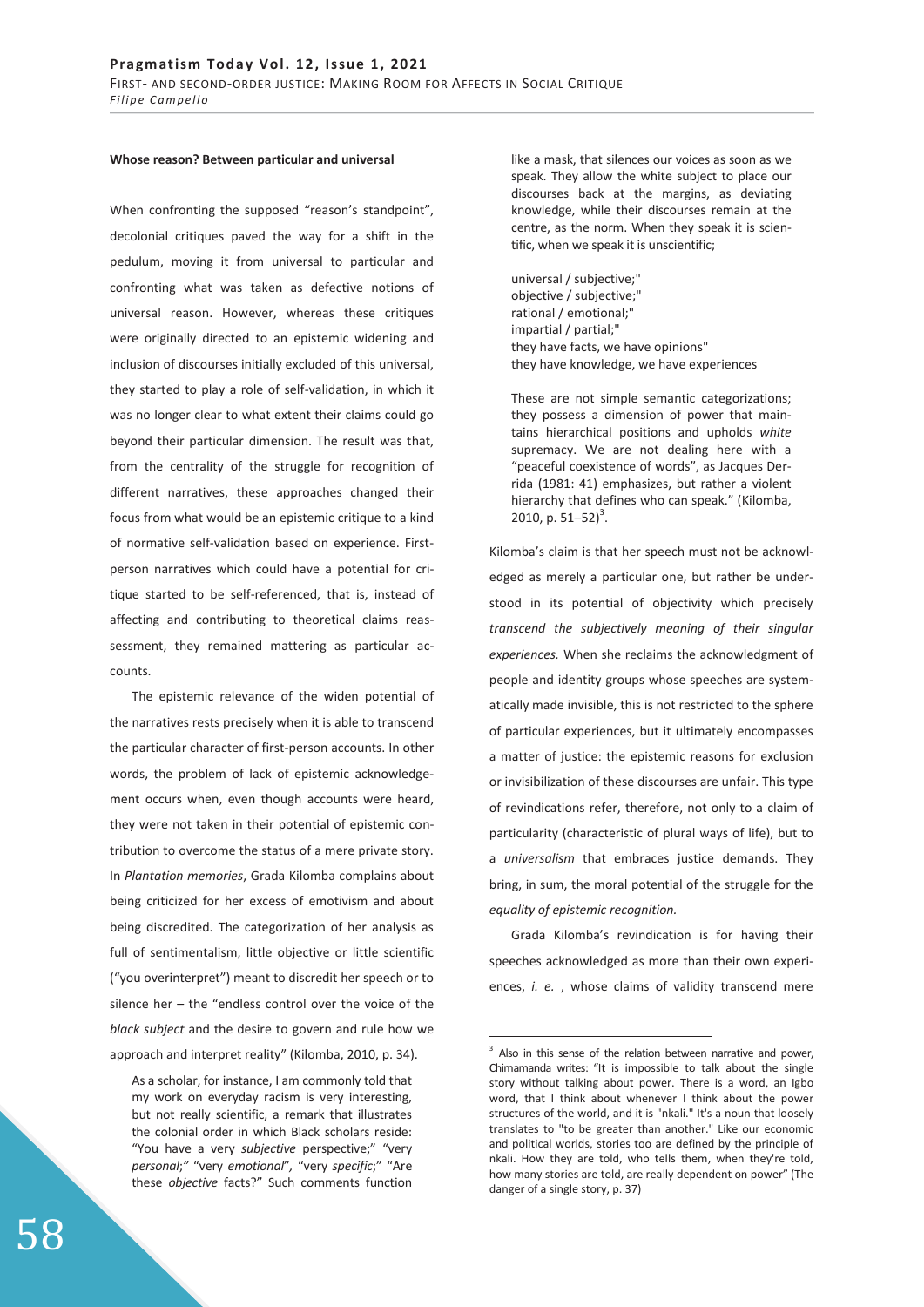### Whose reason? Between particular and universal

When confronting the supposed "reason's standpoint", decolonial critiques paved the way for a shift in the pedulum, moving it from universal to particular and confronting what was taken as defective notions of universal reason. However, whereas these critiques were originally directed to an epistemic widening and inclusion of discourses initially excluded of this universal, they started to play a role of self-validation, in which it was no longer clear to what extent their claims could go beyond their particular dimension. The result was that, from the centrality of the struggle for recognition of different narratives, these approaches changed their focus from what would be an epistemic critique to a kind of normative self-validation based on experience. First-person narratives which could have a potential for critique started to be self-referenced, that is, instead of affecting and contributing to theoretical claims reassessment, they remained mattering as particular accounts.

The epistemic relevance of the widen potential of the narratives rests precisely when it is able to transcend the particular character of first-person accounts. In other words, the problem of lack of epistemic acknowledgement occurs when, even though accounts were heard, they were not taken in their potential of epistemic contribution to overcome the status of a mere private story. In *Plantation memories*, Grada Kilomba complains about being criticized for her excess of emotivism and about being discredited. The categorization of her analysis as full of sentimentalism, little objective or little scientific ("you overinterpret") meant to discredit her speech or to silence her – the "endless control over the voice of the *black subject* and the desire to govern and rule how we approach and interpret reality" (Kilomba, 2010, p. 34).

> As a scholar, for instance, I am commonly told that my work on everyday racism is very interesting, but not really scientific, a remark that illustrates the colonial order in which Black scholars reside: "You have a very *subjective* perspective;" "very *personal*;" "very *emotional*", "very *specific*;" "Are these *objective* facts?" Such comments function like a mask, that silences our voices as soon as we speak. They allow the white subject to place our discourses back at the margins, as deviating knowledge, while their discourses remain at the centre, as the norm. When they speak it is scientific, when we speak it is unscientific;
>
> universal / subjective;"
> objective / subjective;"
> rational / emotional;"
> impartial / partial;"
> they have facts, we have opinions"
> they have knowledge, we have experiences
>
> These are not simple semantic categorizations; they possess a dimension of power that maintains hierarchical positions and upholds *white* supremacy. We are not dealing here with a "peaceful coexistence of words", as Jacques Derrida (1981: 41) emphasizes, but rather a violent hierarchy that defines who can speak." (Kilomba, 2010, p. 51–52)[3].

Kilomba's claim is that her speech must not be acknowledged as merely a particular one, but rather be understood in its potential of objectivity which precisely *transcend the subjectively meaning of their singular experiences.* When she reclaims the acknowledgment of people and identity groups whose speeches are systematically made invisible, this is not restricted to the sphere of particular experiences, but it ultimately encompasses a matter of justice: the epistemic reasons for exclusion or invisibilization of these discourses are unfair. This type of revindications refer, therefore, not only to a claim of particularity (characteristic of plural ways of life), but to a *universalism* that embraces justice demands. They bring, in sum, the moral potential of the struggle for the *equality of epistemic recognition.*

Grada Kilomba's revindication is for having their speeches acknowledged as more than their own experiences, *i. e.* , whose claims of validity transcend mere

[3] Also in this sense of the relation between narrative and power, Chimamanda writes: "It is impossible to talk about the single story without talking about power. There is a word, an Igbo word, that I think about whenever I think about the power structures of the world, and it is "nkali." It's a noun that loosely translates to "to be greater than another." Like our economic and political worlds, stories too are defined by the principle of nkali. How they are told, who tells them, when they're told, how many stories are told, are really dependent on power" (The danger of a single story, p. 37)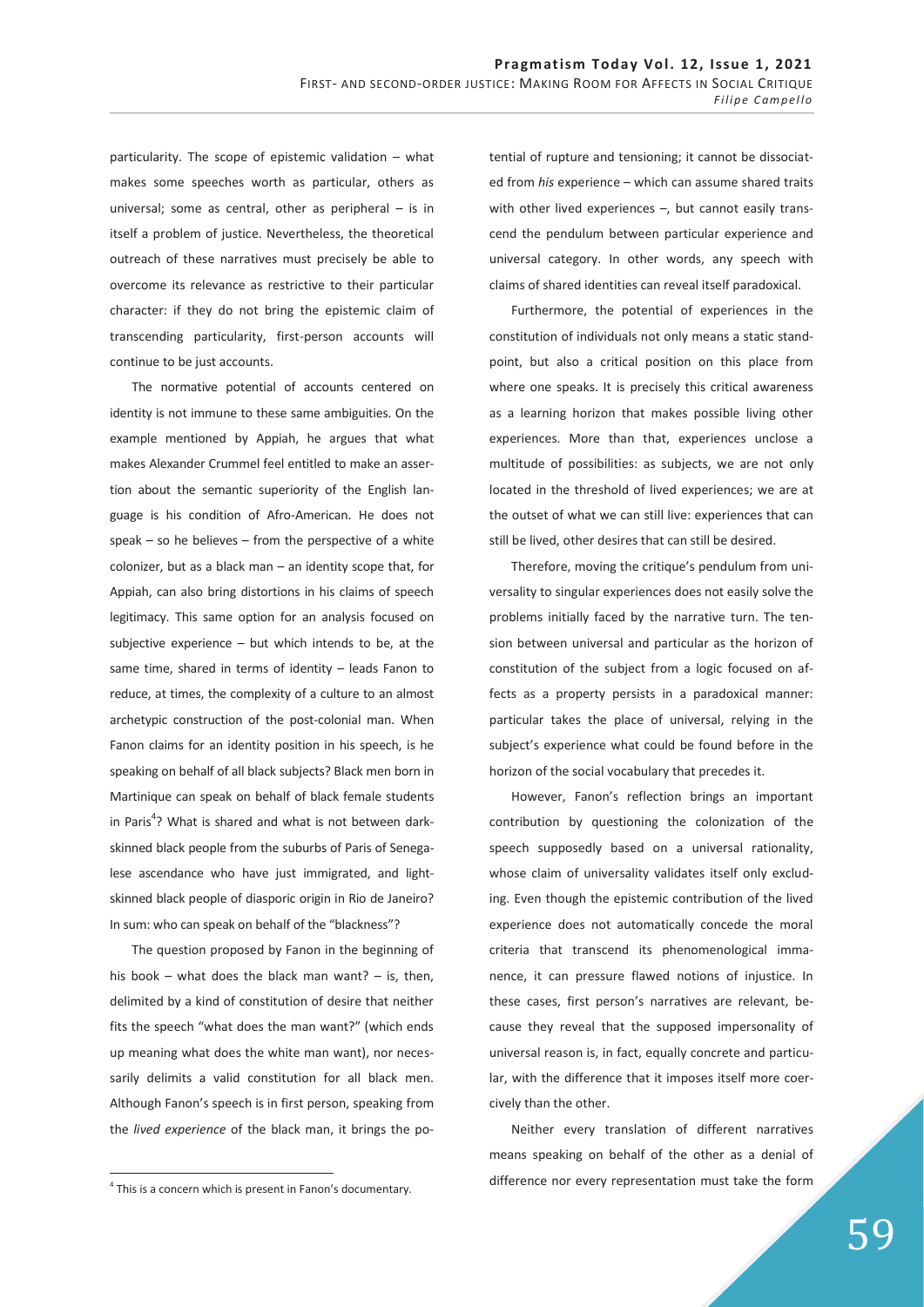particularity. The scope of epistemic validation – what makes some speeches worth as particular, others as universal; some as central, other as peripheral – is in itself a problem of justice. Nevertheless, the theoretical outreach of these narratives must precisely be able to overcome its relevance as restrictive to their particular character: if they do not bring the epistemic claim of transcending particularity, first-person accounts will continue to be just accounts.

The normative potential of accounts centered on identity is not immune to these same ambiguities. On the example mentioned by Appiah, he argues that what makes Alexander Crummel feel entitled to make an assertion about the semantic superiority of the English language is his condition of Afro-American. He does not speak – so he believes – from the perspective of a white colonizer, but as a black man – an identity scope that, for Appiah, can also bring distortions in his claims of speech legitimacy. This same option for an analysis focused on subjective experience – but which intends to be, at the same time, shared in terms of identity – leads Fanon to reduce, at times, the complexity of a culture to an almost archetypic construction of the post-colonial man. When Fanon claims for an identity position in his speech, is he speaking on behalf of all black subjects? Black men born in Martinique can speak on behalf of black female students in Paris[4]? What is shared and what is not between dark-skinned black people from the suburbs of Paris of Senegalese ascendance who have just immigrated, and light-skinned black people of diasporic origin in Rio de Janeiro? In sum: who can speak on behalf of the "blackness"?

The question proposed by Fanon in the beginning of his book – what does the black man want? – is, then, delimited by a kind of constitution of desire that neither fits the speech "what does the man want?" (which ends up meaning what does the white man want), nor necessarily delimits a valid constitution for all black men. Although Fanon's speech is in first person, speaking from the *lived experience* of the black man, it brings the potential of rupture and tensioning; it cannot be dissociated from *his* experience – which can assume shared traits with other lived experiences –, but cannot easily transcend the pendulum between particular experience and universal category. In other words, any speech with claims of shared identities can reveal itself paradoxical.

Furthermore, the potential of experiences in the constitution of individuals not only means a static standpoint, but also a critical position on this place from where one speaks. It is precisely this critical awareness as a learning horizon that makes possible living other experiences. More than that, experiences unclose a multitude of possibilities: as subjects, we are not only located in the threshold of lived experiences; we are at the outset of what we can still live: experiences that can still be lived, other desires that can still be desired.

Therefore, moving the critique's pendulum from universality to singular experiences does not easily solve the problems initially faced by the narrative turn. The tension between universal and particular as the horizon of constitution of the subject from a logic focused on affects as a property persists in a paradoxical manner: particular takes the place of universal, relying in the subject's experience what could be found before in the horizon of the social vocabulary that precedes it.

However, Fanon's reflection brings an important contribution by questioning the colonization of the speech supposedly based on a universal rationality, whose claim of universality validates itself only excluding. Even though the epistemic contribution of the lived experience does not automatically concede the moral criteria that transcend its phenomenological immanence, it can pressure flawed notions of injustice. In these cases, first person's narratives are relevant, because they reveal that the supposed impersonality of universal reason is, in fact, equally concrete and particular, with the difference that it imposes itself more coercively than the other.

Neither every translation of different narratives means speaking on behalf of the other as a denial of difference nor every representation must take the form

[4] This is a concern which is present in Fanon's documentary.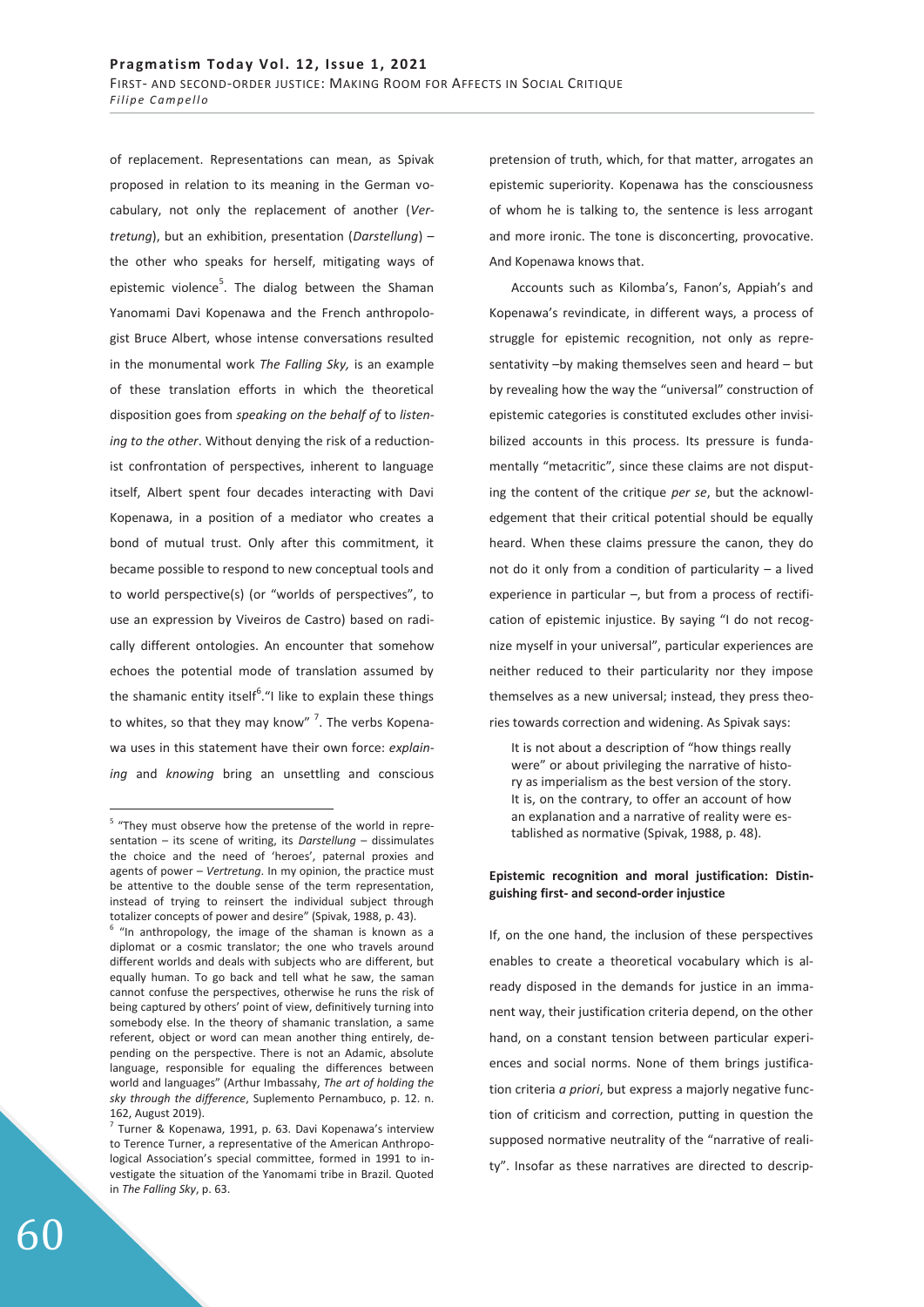of replacement. Representations can mean, as Spivak proposed in relation to its meaning in the German vocabulary, not only the replacement of another (*Vertretung*), but an exhibition, presentation (*Darstellung*) – the other who speaks for herself, mitigating ways of epistemic violence[5]. The dialog between the Shaman Yanomami Davi Kopenawa and the French anthropologist Bruce Albert, whose intense conversations resulted in the monumental work *The Falling Sky,* is an example of these translation efforts in which the theoretical disposition goes from *speaking on the behalf of* to *listening to the other*. Without denying the risk of a reductionist confrontation of perspectives, inherent to language itself, Albert spent four decades interacting with Davi Kopenawa, in a position of a mediator who creates a bond of mutual trust. Only after this commitment, it became possible to respond to new conceptual tools and to world perspective(s) (or "worlds of perspectives", to use an expression by Viveiros de Castro) based on radically different ontologies. An encounter that somehow echoes the potential mode of translation assumed by the shamanic entity itself[6]."I like to explain these things to whites, so that they may know" [7]. The verbs Kopenawa uses in this statement have their own force: *explaining* and *knowing* bring an unsettling and conscious pretension of truth, which, for that matter, arrogates an epistemic superiority. Kopenawa has the consciousness of whom he is talking to, the sentence is less arrogant and more ironic. The tone is disconcerting, provocative. And Kopenawa knows that.

Accounts such as Kilomba's, Fanon's, Appiah's and Kopenawa's revindicate, in different ways, a process of struggle for epistemic recognition, not only as representativity –by making themselves seen and heard – but by revealing how the way the "universal" construction of epistemic categories is constituted excludes other invisibilized accounts in this process. Its pressure is fundamentally "metacritic", since these claims are not disputing the content of the critique *per se*, but the acknowledgement that their critical potential should be equally heard. When these claims pressure the canon, they do not do it only from a condition of particularity – a lived experience in particular –, but from a process of rectification of epistemic injustice. By saying "I do not recognize myself in your universal", particular experiences are neither reduced to their particularity nor they impose themselves as a new universal; instead, they press theories towards correction and widening. As Spivak says:

> It is not about a description of "how things really were" or about privileging the narrative of history as imperialism as the best version of the story. It is, on the contrary, to offer an account of how an explanation and a narrative of reality were established as normative (Spivak, 1988, p. 48).

**Epistemic recognition and moral justification: Distinguishing first- and second-order injustice**

If, on the one hand, the inclusion of these perspectives enables to create a theoretical vocabulary which is already disposed in the demands for justice in an immanent way, their justification criteria depend, on the other hand, on a constant tension between particular experiences and social norms. None of them brings justification criteria *a priori*, but express a majorly negative function of criticism and correction, putting in question the supposed normative neutrality of the "narrative of reality". Insofar as these narratives are directed to descrip-

---

[5] "They must observe how the pretense of the world in representation – its scene of writing, its *Darstellung* – dissimulates the choice and the need of 'heroes', paternal proxies and agents of power – *Vertretung*. In my opinion, the practice must be attentive to the double sense of the term representation, instead of trying to reinsert the individual subject through totalizer concepts of power and desire" (Spivak, 1988, p. 43).

[6] "In anthropology, the image of the shaman is known as a diplomat or a cosmic translator; the one who travels around different worlds and deals with subjects who are different, but equally human. To go back and tell what he saw, the saman cannot confuse the perspectives, otherwise he runs the risk of being captured by others' point of view, definitively turning into somebody else. In the theory of shamanic translation, a same referent, object or word can mean another thing entirely, depending on the perspective. There is not an Adamic, absolute language, responsible for equaling the differences between world and languages" (Arthur Imbassahy, *The art of holding the sky through the difference*, Suplemento Pernambuco, p. 12. n. 162, August 2019).

[7] Turner & Kopenawa, 1991, p. 63. Davi Kopenawa's interview to Terence Turner, a representative of the American Anthropological Association's special committee, formed in 1991 to investigate the situation of the Yanomami tribe in Brazil. Quoted in *The Falling Sky*, p. 63.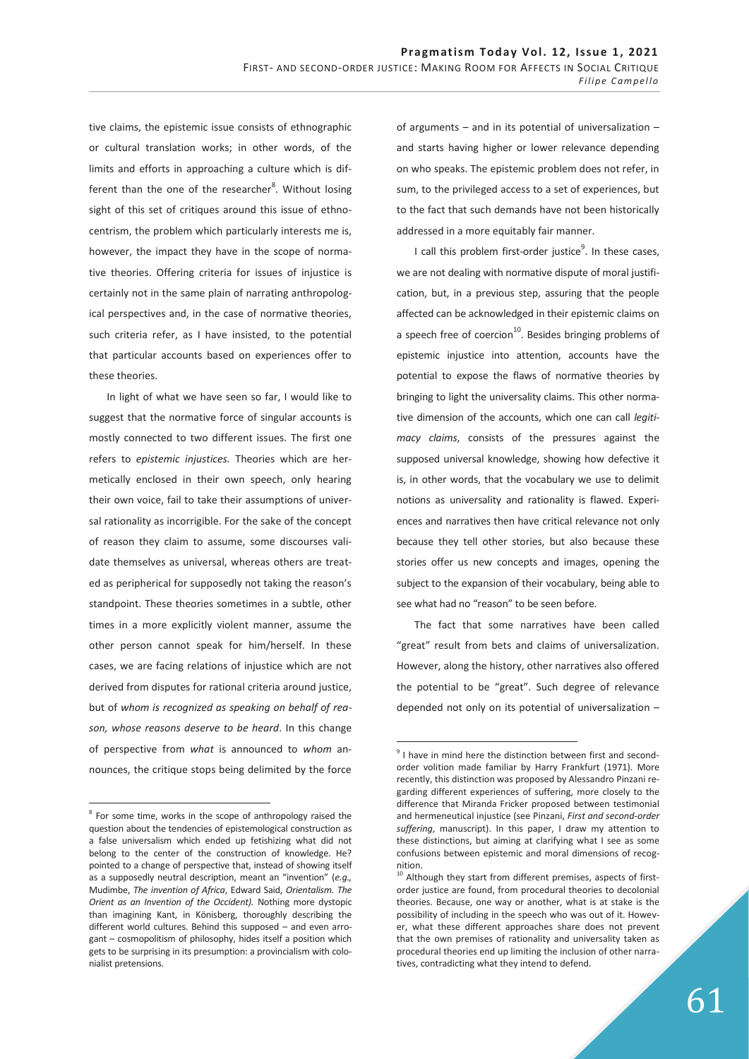tive claims, the epistemic issue consists of ethnographic or cultural translation works; in other words, of the limits and efforts in approaching a culture which is different than the one of the researcher[8]. Without losing sight of this set of critiques around this issue of ethnocentrism, the problem which particularly interests me is, however, the impact they have in the scope of normative theories. Offering criteria for issues of injustice is certainly not in the same plain of narrating anthropological perspectives and, in the case of normative theories, such criteria refer, as I have insisted, to the potential that particular accounts based on experiences offer to these theories.

In light of what we have seen so far, I would like to suggest that the normative force of singular accounts is mostly connected to two different issues. The first one refers to *epistemic injustices.* Theories which are hermetically enclosed in their own speech, only hearing their own voice, fail to take their assumptions of universal rationality as incorrigible. For the sake of the concept of reason they claim to assume, some discourses validate themselves as universal, whereas others are treated as peripherical for supposedly not taking the reason's standpoint. These theories sometimes in a subtle, other times in a more explicitly violent manner, assume the other person cannot speak for him/herself. In these cases, we are facing relations of injustice which are not derived from disputes for rational criteria around justice, but of *whom is recognized as speaking on behalf of reason, whose reasons deserve to be heard*. In this change of perspective from *what* is announced to *whom* announces, the critique stops being delimited by the force of arguments – and in its potential of universalization – and starts having higher or lower relevance depending on who speaks. The epistemic problem does not refer, in sum, to the privileged access to a set of experiences, but to the fact that such demands have not been historically addressed in a more equitably fair manner.

I call this problem first-order justice[9]. In these cases, we are not dealing with normative dispute of moral justification, but, in a previous step, assuring that the people affected can be acknowledged in their epistemic claims on a speech free of coercion[10]. Besides bringing problems of epistemic injustice into attention, accounts have the potential to expose the flaws of normative theories by bringing to light the universality claims. This other normative dimension of the accounts, which one can call *legitimacy claims*, consists of the pressures against the supposed universal knowledge, showing how defective it is, in other words, that the vocabulary we use to delimit notions as universality and rationality is flawed. Experiences and narratives then have critical relevance not only because they tell other stories, but also because these stories offer us new concepts and images, opening the subject to the expansion of their vocabulary, being able to see what had no "reason" to be seen before.

The fact that some narratives have been called "great" result from bets and claims of universalization. However, along the history, other narratives also offered the potential to be "great". Such degree of relevance depended not only on its potential of universalization –

---

[8] For some time, works in the scope of anthropology raised the question about the tendencies of epistemological construction as a false universalism which ended up fetishizing what did not belong to the center of the construction of knowledge. He? pointed to a change of perspective that, instead of showing itself as a supposedly neutral description, meant an "invention" (*e.g.,* Mudimbe, *The invention of Africa*, Edward Said, *Orientalism. The Orient as an Invention of the Occident).* Nothing more dystopic than imagining Kant, in Könisberg, thoroughly describing the different world cultures. Behind this supposed – and even arrogant – cosmopolitism of philosophy, hides itself a position which gets to be surprising in its presumption: a provincialism with colonialist pretensions.

[9] I have in mind here the distinction between first and second-order volition made familiar by Harry Frankfurt (1971). More recently, this distinction was proposed by Alessandro Pinzani regarding different experiences of suffering, more closely to the difference that Miranda Fricker proposed between testimonial and hermeneutical injustice (see Pinzani, *First and second-order suffering*, manuscript). In this paper, I draw my attention to these distinctions, but aiming at clarifying what I see as some confusions between epistemic and moral dimensions of recognition.

[10] Although they start from different premises, aspects of first-order justice are found, from procedural theories to decolonial theories. Because, one way or another, what is at stake is the possibility of including in the speech who was out of it. However, what these different approaches share does not prevent that the own premises of rationality and universality taken as procedural theories end up limiting the inclusion of other narratives, contradicting what they intend to defend.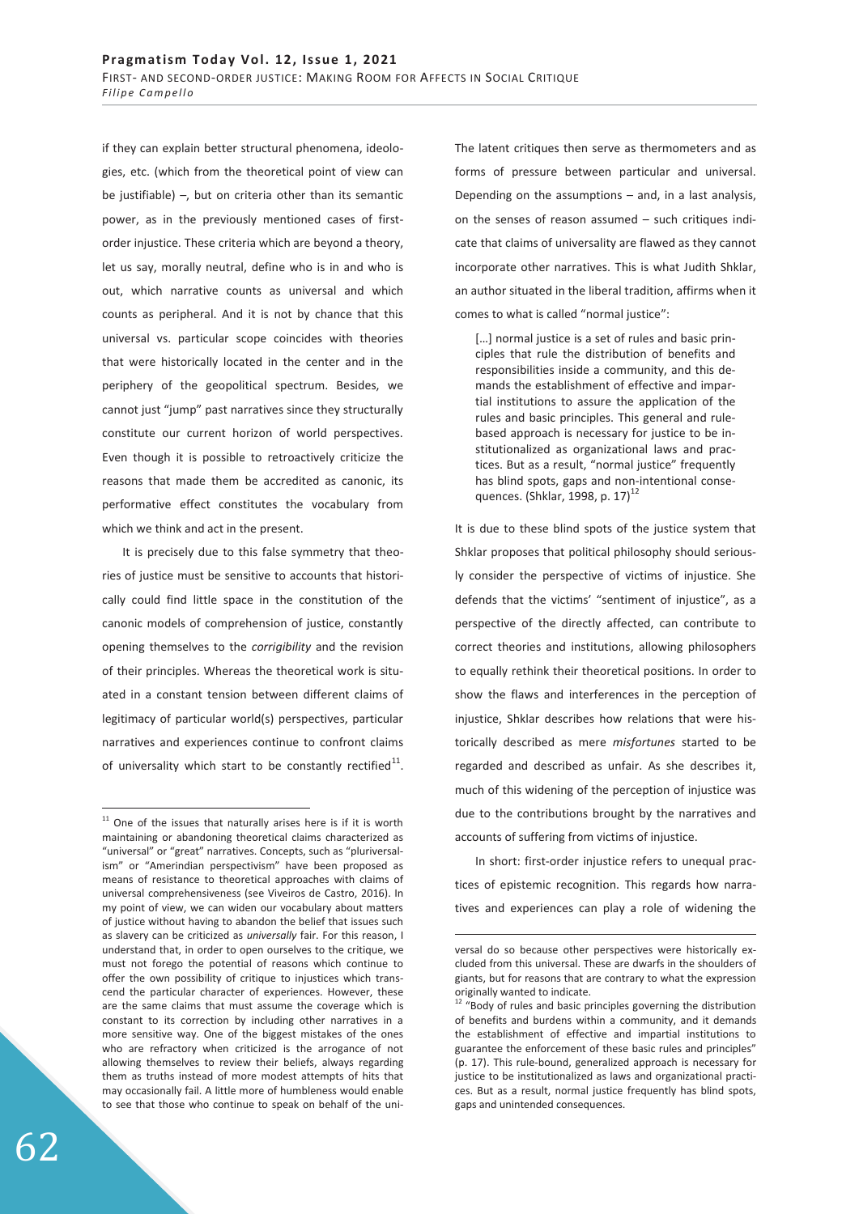if they can explain better structural phenomena, ideologies, etc. (which from the theoretical point of view can be justifiable) –, but on criteria other than its semantic power, as in the previously mentioned cases of first-order injustice. These criteria which are beyond a theory, let us say, morally neutral, define who is in and who is out, which narrative counts as universal and which counts as peripheral. And it is not by chance that this universal vs. particular scope coincides with theories that were historically located in the center and in the periphery of the geopolitical spectrum. Besides, we cannot just "jump" past narratives since they structurally constitute our current horizon of world perspectives. Even though it is possible to retroactively criticize the reasons that made them be accredited as canonic, its performative effect constitutes the vocabulary from which we think and act in the present.

It is precisely due to this false symmetry that theories of justice must be sensitive to accounts that historically could find little space in the constitution of the canonic models of comprehension of justice, constantly opening themselves to the *corrigibility* and the revision of their principles. Whereas the theoretical work is situated in a constant tension between different claims of legitimacy of particular world(s) perspectives, particular narratives and experiences continue to confront claims of universality which start to be constantly rectified[11]. The latent critiques then serve as thermometers and as forms of pressure between particular and universal. Depending on the assumptions – and, in a last analysis, on the senses of reason assumed – such critiques indicate that claims of universality are flawed as they cannot incorporate other narratives. This is what Judith Shklar, an author situated in the liberal tradition, affirms when it comes to what is called "normal justice":

> […] normal justice is a set of rules and basic principles that rule the distribution of benefits and responsibilities inside a community, and this demands the establishment of effective and impartial institutions to assure the application of the rules and basic principles. This general and rule-based approach is necessary for justice to be institutionalized as organizational laws and practices. But as a result, "normal justice" frequently has blind spots, gaps and non-intentional consequences. (Shklar, 1998, p. 17)[12]

It is due to these blind spots of the justice system that Shklar proposes that political philosophy should seriously consider the perspective of victims of injustice. She defends that the victims' "sentiment of injustice", as a perspective of the directly affected, can contribute to correct theories and institutions, allowing philosophers to equally rethink their theoretical positions. In order to show the flaws and interferences in the perception of injustice, Shklar describes how relations that were historically described as mere *misfortunes* started to be regarded and described as unfair. As she describes it, much of this widening of the perception of injustice was due to the contributions brought by the narratives and accounts of suffering from victims of injustice.

In short: first-order injustice refers to unequal practices of epistemic recognition. This regards how narratives and experiences can play a role of widening the

---

[11] One of the issues that naturally arises here is if it is worth maintaining or abandoning theoretical claims characterized as "universal" or "great" narratives. Concepts, such as "pluriversalism" or "Amerindian perspectivism" have been proposed as means of resistance to theoretical approaches with claims of universal comprehensiveness (see Viveiros de Castro, 2016). In my point of view, we can widen our vocabulary about matters of justice without having to abandon the belief that issues such as slavery can be criticized as *universally* fair. For this reason, I understand that, in order to open ourselves to the critique, we must not forego the potential of reasons which continue to offer the own possibility of critique to injustices which transcend the particular character of experiences. However, these are the same claims that must assume the coverage which is constant to its correction by including other narratives in a more sensitive way. One of the biggest mistakes of the ones who are refractory when criticized is the arrogance of not allowing themselves to review their beliefs, always regarding them as truths instead of more modest attempts of hits that may occasionally fail. A little more of humbleness would enable to see that those who continue to speak on behalf of the universal do so because other perspectives were historically excluded from this universal. These are dwarfs in the shoulders of giants, but for reasons that are contrary to what the expression originally wanted to indicate.

[12] "Body of rules and basic principles governing the distribution of benefits and burdens within a community, and it demands the establishment of effective and impartial institutions to guarantee the enforcement of these basic rules and principles" (p. 17). This rule-bound, generalized approach is necessary for justice to be institutionalized as laws and organizational practices. But as a result, normal justice frequently has blind spots, gaps and unintended consequences.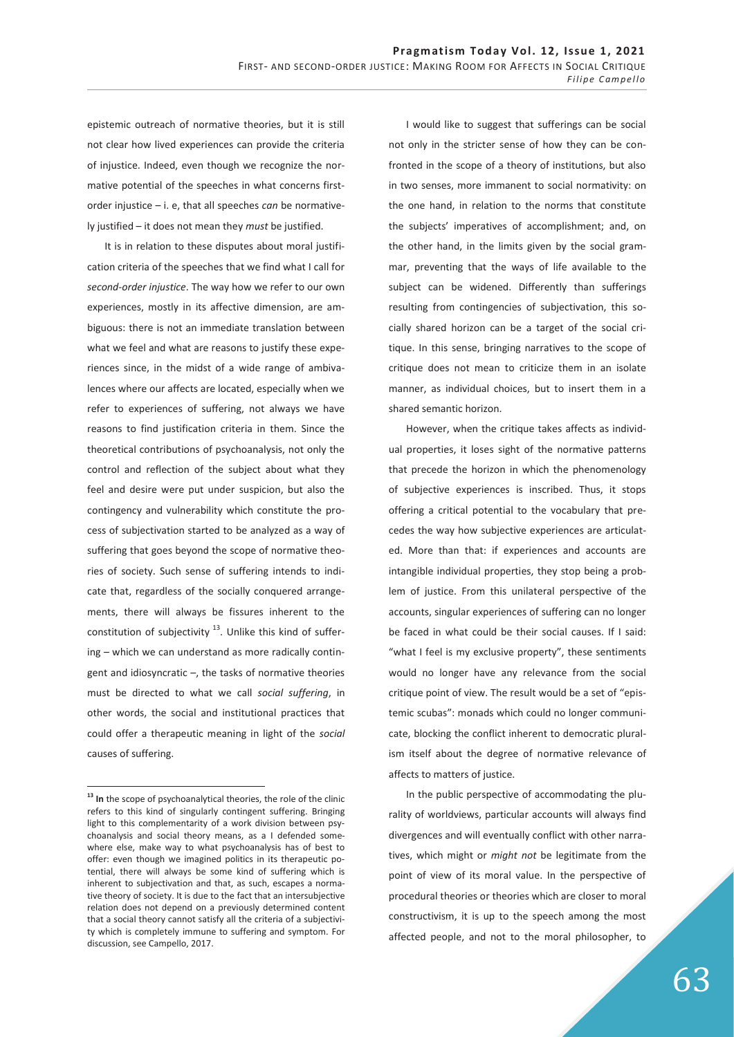epistemic outreach of normative theories, but it is still not clear how lived experiences can provide the criteria of injustice. Indeed, even though we recognize the normative potential of the speeches in what concerns first-order injustice – i. e, that all speeches *can* be normatively justified – it does not mean they *must* be justified.

It is in relation to these disputes about moral justification criteria of the speeches that we find what I call for *second-order injustice*. The way how we refer to our own experiences, mostly in its affective dimension, are ambiguous: there is not an immediate translation between what we feel and what are reasons to justify these experiences since, in the midst of a wide range of ambivalences where our affects are located, especially when we refer to experiences of suffering, not always we have reasons to find justification criteria in them. Since the theoretical contributions of psychoanalysis, not only the control and reflection of the subject about what they feel and desire were put under suspicion, but also the contingency and vulnerability which constitute the process of subjectivation started to be analyzed as a way of suffering that goes beyond the scope of normative theories of society. Such sense of suffering intends to indicate that, regardless of the socially conquered arrangements, there will always be fissures inherent to the constitution of subjectivity [13]. Unlike this kind of suffering – which we can understand as more radically contingent and idiosyncratic –, the tasks of normative theories must be directed to what we call *social suffering*, in other words, the social and institutional practices that could offer a therapeutic meaning in light of the *social* causes of suffering.

I would like to suggest that sufferings can be social not only in the stricter sense of how they can be confronted in the scope of a theory of institutions, but also in two senses, more immanent to social normativity: on the one hand, in relation to the norms that constitute the subjects' imperatives of accomplishment; and, on the other hand, in the limits given by the social grammar, preventing that the ways of life available to the subject can be widened. Differently than sufferings resulting from contingencies of subjectivation, this socially shared horizon can be a target of the social critique. In this sense, bringing narratives to the scope of critique does not mean to criticize them in an isolate manner, as individual choices, but to insert them in a shared semantic horizon.

However, when the critique takes affects as individual properties, it loses sight of the normative patterns that precede the horizon in which the phenomenology of subjective experiences is inscribed. Thus, it stops offering a critical potential to the vocabulary that precedes the way how subjective experiences are articulated. More than that: if experiences and accounts are intangible individual properties, they stop being a problem of justice. From this unilateral perspective of the accounts, singular experiences of suffering can no longer be faced in what could be their social causes. If I said: "what I feel is my exclusive property", these sentiments would no longer have any relevance from the social critique point of view. The result would be a set of "epistemic scubas": monads which could no longer communicate, blocking the conflict inherent to democratic pluralism itself about the degree of normative relevance of affects to matters of justice.

In the public perspective of accommodating the plurality of worldviews, particular accounts will always find divergences and will eventually conflict with other narratives, which might or *might not* be legitimate from the point of view of its moral value. In the perspective of procedural theories or theories which are closer to moral constructivism, it is up to the speech among the most affected people, and not to the moral philosopher, to

---

[13] **In** the scope of psychoanalytical theories, the role of the clinic refers to this kind of singularly contingent suffering. Bringing light to this complementarity of a work division between psychoanalysis and social theory means, as a I defended somewhere else, make way to what psychoanalysis has of best to offer: even though we imagined politics in its therapeutic potential, there will always be some kind of suffering which is inherent to subjectivation and that, as such, escapes a normative theory of society. It is due to the fact that an intersubjective relation does not depend on a previously determined content that a social theory cannot satisfy all the criteria of a subjectivity which is completely immune to suffering and symptom. For discussion, see Campello, 2017.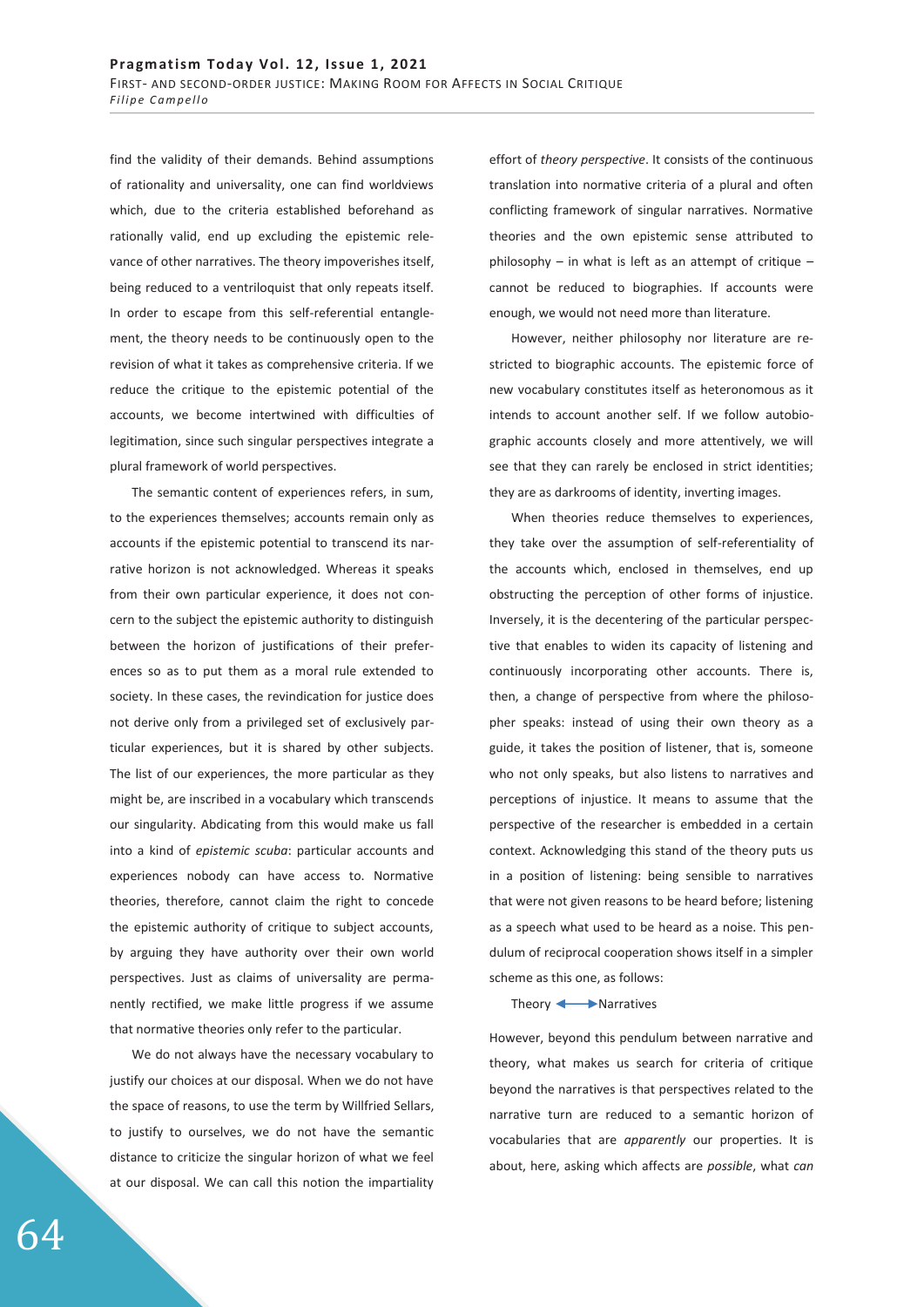find the validity of their demands. Behind assumptions of rationality and universality, one can find worldviews which, due to the criteria established beforehand as rationally valid, end up excluding the epistemic relevance of other narratives. The theory impoverishes itself, being reduced to a ventriloquist that only repeats itself. In order to escape from this self-referential entanglement, the theory needs to be continuously open to the revision of what it takes as comprehensive criteria. If we reduce the critique to the epistemic potential of the accounts, we become intertwined with difficulties of legitimation, since such singular perspectives integrate a plural framework of world perspectives.

The semantic content of experiences refers, in sum, to the experiences themselves; accounts remain only as accounts if the epistemic potential to transcend its narrative horizon is not acknowledged. Whereas it speaks from their own particular experience, it does not concern to the subject the epistemic authority to distinguish between the horizon of justifications of their preferences so as to put them as a moral rule extended to society. In these cases, the revindication for justice does not derive only from a privileged set of exclusively particular experiences, but it is shared by other subjects. The list of our experiences, the more particular as they might be, are inscribed in a vocabulary which transcends our singularity. Abdicating from this would make us fall into a kind of *epistemic scuba*: particular accounts and experiences nobody can have access to. Normative theories, therefore, cannot claim the right to concede the epistemic authority of critique to subject accounts, by arguing they have authority over their own world perspectives. Just as claims of universality are permanently rectified, we make little progress if we assume that normative theories only refer to the particular.

We do not always have the necessary vocabulary to justify our choices at our disposal. When we do not have the space of reasons, to use the term by Willfried Sellars, to justify to ourselves, we do not have the semantic distance to criticize the singular horizon of what we feel at our disposal. We can call this notion the impartiality effort of *theory perspective*. It consists of the continuous translation into normative criteria of a plural and often conflicting framework of singular narratives. Normative theories and the own epistemic sense attributed to philosophy – in what is left as an attempt of critique – cannot be reduced to biographies. If accounts were enough, we would not need more than literature.

However, neither philosophy nor literature are restricted to biographic accounts. The epistemic force of new vocabulary constitutes itself as heteronomous as it intends to account another self. If we follow autobiographic accounts closely and more attentively, we will see that they can rarely be enclosed in strict identities; they are as darkrooms of identity, inverting images.

When theories reduce themselves to experiences, they take over the assumption of self-referentiality of the accounts which, enclosed in themselves, end up obstructing the perception of other forms of injustice. Inversely, it is the decentering of the particular perspective that enables to widen its capacity of listening and continuously incorporating other accounts. There is, then, a change of perspective from where the philosopher speaks: instead of using their own theory as a guide, it takes the position of listener, that is, someone who not only speaks, but also listens to narratives and perceptions of injustice. It means to assume that the perspective of the researcher is embedded in a certain context. Acknowledging this stand of the theory puts us in a position of listening: being sensible to narratives that were not given reasons to be heard before; listening as a speech what used to be heard as a noise. This pendulum of reciprocal cooperation shows itself in a simpler scheme as this one, as follows:

Theory ⟷ Narratives

However, beyond this pendulum between narrative and theory, what makes us search for criteria of critique beyond the narratives is that perspectives related to the narrative turn are reduced to a semantic horizon of vocabularies that are *apparently* our properties. It is about, here, asking which affects are *possible*, what *can*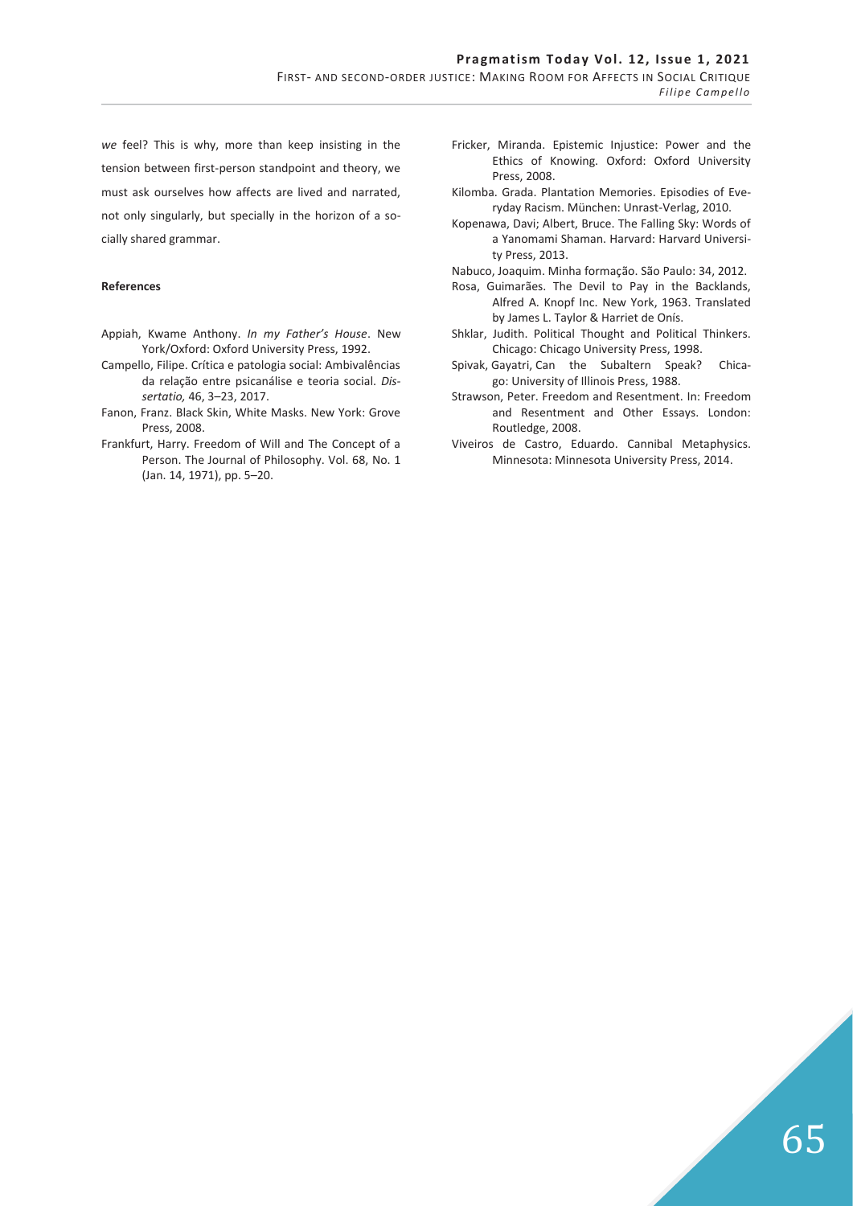*we* feel? This is why, more than keep insisting in the tension between first-person standpoint and theory, we must ask ourselves how affects are lived and narrated, not only singularly, but specially in the horizon of a socially shared grammar.

**References**

Appiah, Kwame Anthony. *In my Father's House*. New York/Oxford: Oxford University Press, 1992.

Campello, Filipe. Crítica e patologia social: Ambivalências da relação entre psicanálise e teoria social. *Dissertatio,* 46, 3–23, 2017.

Fanon, Franz. Black Skin, White Masks. New York: Grove Press, 2008.

Frankfurt, Harry. Freedom of Will and The Concept of a Person. The Journal of Philosophy. Vol. 68, No. 1 (Jan. 14, 1971), pp. 5–20.

Fricker, Miranda. Epistemic Injustice: Power and the Ethics of Knowing. Oxford: Oxford University Press, 2008.

Kilomba. Grada. Plantation Memories. Episodies of Everyday Racism. München: Unrast-Verlag, 2010.

Kopenawa, Davi; Albert, Bruce. The Falling Sky: Words of a Yanomami Shaman. Harvard: Harvard University Press, 2013.

Nabuco, Joaquim. Minha formação. São Paulo: 34, 2012.

Rosa, Guimarães. The Devil to Pay in the Backlands, Alfred A. Knopf Inc. New York, 1963. Translated by James L. Taylor & Harriet de Onís.

Shklar, Judith. Political Thought and Political Thinkers. Chicago: Chicago University Press, 1998.

Spivak, Gayatri, Can the Subaltern Speak? Chicago: University of Illinois Press, 1988.

Strawson, Peter. Freedom and Resentment. In: Freedom and Resentment and Other Essays. London: Routledge, 2008.

Viveiros de Castro, Eduardo. Cannibal Metaphysics. Minnesota: Minnesota University Press, 2014.